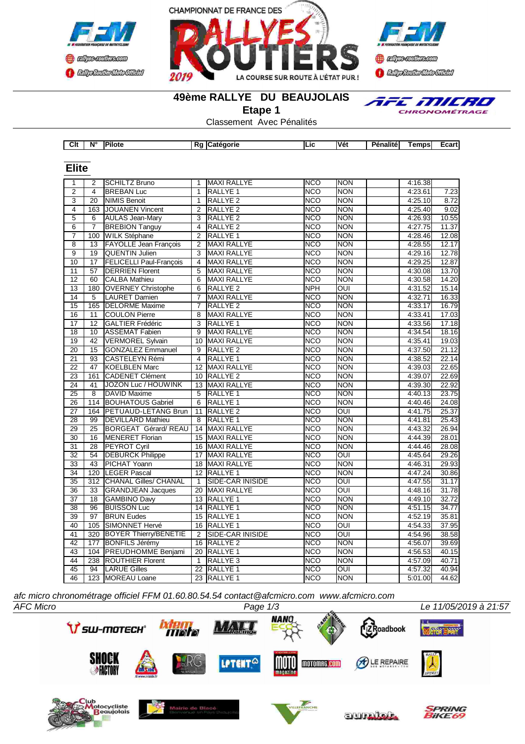## 49ème RALLYE DU BEAUJOLAIS

### Etape 1

Classement Avec Pénalités

### Elite

| Clt | N° | Pilote | Rg | Catégorie | Lic | Vét | Pénalité | Temps | Ecart |
|---|---|---|---|---|---|---|---|---|---|
| 1 | 2 | SCHILTZ Bruno | 1 | MAXI RALLYE | NCO | NON | | 4:16.38 | |
| 2 | 4 | BREBAN Luc | 1 | RALLYE 1 | NCO | NON | | 4:23.61 | 7.23 |
| 3 | 20 | NIMIS Benoit | 1 | RALLYE 2 | NCO | NON | | 4:25.10 | 8.72 |
| 4 | 163 | JOUANEN Vincent | 2 | RALLYE 2 | NCO | NON | | 4:25.40 | 9.02 |
| 5 | 6 | AULAS Jean-Mary | 3 | RALLYE 2 | NCO | NON | | 4:26.93 | 10.55 |
| 6 | 7 | BREBION Tanguy | 4 | RALLYE 2 | NCO | NON | | 4:27.75 | 11.37 |
| 7 | 100 | WILK Stéphane | 2 | RALLYE 1 | NCO | NON | | 4:28.46 | 12.08 |
| 8 | 13 | FAYOLLE Jean François | 2 | MAXI RALLYE | NCO | NON | | 4:28.55 | 12.17 |
| 9 | 19 | QUENTIN Julien | 3 | MAXI RALLYE | NCO | NON | | 4:29.16 | 12.78 |
| 10 | 17 | FELICELLI Paul-François | 4 | MAXI RALLYE | NCO | NON | | 4:29.25 | 12.87 |
| 11 | 57 | DERRIEN Florent | 5 | MAXI RALLYE | NCO | NON | | 4:30.08 | 13.70 |
| 12 | 60 | CALBA Mathieu | 6 | MAXI RALLYE | NCO | NON | | 4:30.58 | 14.20 |
| 13 | 180 | OVERNEY Christophe | 6 | RALLYE 2 | NPH | OUI | | 4:31.52 | 15.14 |
| 14 | 5 | LAURET Damien | 7 | MAXI RALLYE | NCO | NON | | 4:32.71 | 16.33 |
| 15 | 165 | DELORME Maxime | 7 | RALLYE 2 | NCO | NON | | 4:33.17 | 16.79 |
| 16 | 11 | COULON Pierre | 8 | MAXI RALLYE | NCO | NON | | 4:33.41 | 17.03 |
| 17 | 12 | GALTIER Frédéric | 3 | RALLYE 1 | NCO | NON | | 4:33.56 | 17.18 |
| 18 | 10 | ASSEMAT Fabien | 9 | MAXI RALLYE | NCO | NON | | 4:34.54 | 18.16 |
| 19 | 42 | VERMOREL Sylvain | 10 | MAXI RALLYE | NCO | NON | | 4:35.41 | 19.03 |
| 20 | 15 | GONZALEZ Emmanuel | 9 | RALLYE 2 | NCO | NON | | 4:37.50 | 21.12 |
| 21 | 93 | CASTELEYN Rémi | 4 | RALLYE 1 | NCO | NON | | 4:38.52 | 22.14 |
| 22 | 47 | KOELBLEN Marc | 12 | MAXI RALLYE | NCO | NON | | 4:39.03 | 22.65 |
| 23 | 161 | CADENET Clément | 10 | RALLYE 2 | NCO | NON | | 4:39.07 | 22.69 |
| 24 | 41 | JOZON Luc / HOUWINK | 13 | MAXI RALLYE | NCO | NON | | 4:39.30 | 22.92 |
| 25 | 8 | DAVID Maxime | 5 | RALLYE 1 | NCO | NON | | 4:40.13 | 23.75 |
| 26 | 114 | BOUHATOUS Gabriel | 6 | RALLYE 1 | NCO | NON | | 4:40.46 | 24.08 |
| 27 | 164 | PETUAUD-LETANG Brun | 11 | RALLYE 2 | NCO | OUI | | 4:41.75 | 25.37 |
| 28 | 99 | DEVILLARD Mathieu | 8 | RALLYE 1 | NCO | NON | | 4:41.81 | 25.43 |
| 29 | 25 | BORGEAT Gérard/ REAU | 14 | MAXI RALLYE | NCO | NON | | 4:43.32 | 26.94 |
| 30 | 16 | MENERET Florian | 15 | MAXI RALLYE | NCO | NON | | 4:44.39 | 28.01 |
| 31 | 28 | PEYROT Cyril | 16 | MAXI RALLYE | NCO | NON | | 4:44.46 | 28.08 |
| 32 | 54 | DEBURCK Philippe | 17 | MAXI RALLYE | NCO | OUI | | 4:45.64 | 29.26 |
| 33 | 43 | PICHAT Yoann | 18 | MAXI RALLYE | NCO | NON | | 4:46.31 | 29.93 |
| 34 | 120 | LEGER Pascal | 12 | RALLYE 1 | NCO | NON | | 4:47.24 | 30.86 |
| 35 | 312 | CHANAL Gilles/ CHANAL | 1 | SIDE-CAR INISIDE | NCO | OUI | | 4:47.55 | 31.17 |
| 36 | 33 | GRANDJEAN Jacques | 20 | MAXI RALLYE | NCO | OUI | | 4:48.16 | 31.78 |
| 37 | 18 | GAMBINO Davy | 13 | RALLYE 1 | NCO | NON | | 4:49.10 | 32.72 |
| 38 | 96 | BUISSON Luc | 14 | RALLYE 1 | NCO | NON | | 4:51.15 | 34.77 |
| 39 | 97 | BRUN Eudes | 15 | RALLYE 1 | NCO | NON | | 4:52.19 | 35.81 |
| 40 | 105 | SIMONNET Hervé | 16 | RALLYE 1 | NCO | OUI | | 4:54.33 | 37.95 |
| 41 | 320 | BOYER Thierry/BENETIE | 2 | SIDE-CAR INISIDE | NCO | OUI | | 4:54.96 | 38.58 |
| 42 | 177 | BONFILS Jérémy | 16 | RALLYE 2 | NCO | NON | | 4:56.07 | 39.69 |
| 43 | 104 | PREUDHOMME Benjami | 20 | RALLYE 1 | NCO | NON | | 4:56.53 | 40.15 |
| 44 | 238 | ROUTHIER Florent | 1 | RALLYE 3 | NCO | NON | | 4:57.09 | 40.71 |
| 45 | 94 | LARUE Gilles | 22 | RALLYE 1 | NCO | OUI | | 4:57.32 | 40.94 |
| 46 | 123 | MOREAU Loane | 23 | RALLYE 1 | NCO | NON | | 5:01.00 | 44.62 |

*afc micro chronométrage officiel FFM 01.60.80.54.54 contact@afcmicro.com www.afcmicro.com*

*AFC Micro* — *Le 11/05/2019 à 21:57*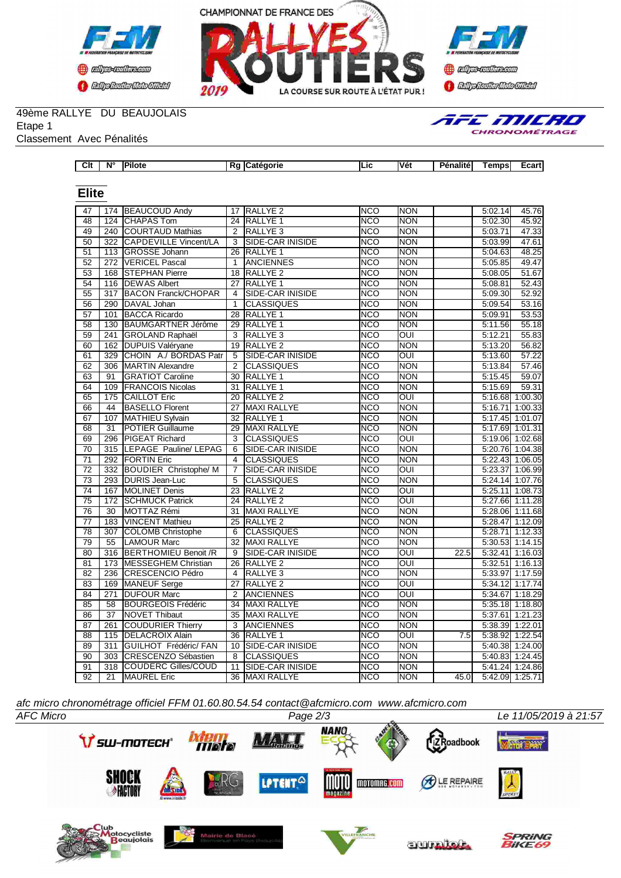49ème RALLYE DU BEAUJOLAIS
Etape 1
Classement Avec Pénalités

## Elite

| Clt | N° | Pilote | Rg | Catégorie | Lic | Vét | Pénalité | Temps | Ecart |
|---|---|---|---|---|---|---|---|---|---|
| 47 | 174 | BEAUCOUD Andy | 17 | RALLYE 2 | NCO | NON | | 5:02.14 | 45.76 |
| 48 | 124 | CHAPAS Tom | 24 | RALLYE 1 | NCO | NON | | 5:02.30 | 45.92 |
| 49 | 240 | COURTAUD Mathias | 2 | RALLYE 3 | NCO | NON | | 5:03.71 | 47.33 |
| 50 | 322 | CAPDEVILLE Vincent/LA | 3 | SIDE-CAR INISIDE | NCO | NON | | 5:03.99 | 47.61 |
| 51 | 113 | GROSSE Johann | 26 | RALLYE 1 | NCO | NON | | 5:04.63 | 48.25 |
| 52 | 272 | VERICEL Pascal | 1 | ANCIENNES | NCO | NON | | 5:05.85 | 49.47 |
| 53 | 168 | STEPHAN Pierre | 18 | RALLYE 2 | NCO | NON | | 5:08.05 | 51.67 |
| 54 | 116 | DEWAS Albert | 27 | RALLYE 1 | NCO | NON | | 5:08.81 | 52.43 |
| 55 | 317 | BACON Franck/CHOPAR | 4 | SIDE-CAR INISIDE | NCO | NON | | 5:09.30 | 52.92 |
| 56 | 290 | DAVAL Johan | 1 | CLASSIQUES | NCO | NON | | 5:09.54 | 53.16 |
| 57 | 101 | BACCA Ricardo | 28 | RALLYE 1 | NCO | NON | | 5:09.91 | 53.53 |
| 58 | 130 | BAUMGARTNER Jérôme | 29 | RALLYE 1 | NCO | NON | | 5:11.56 | 55.18 |
| 59 | 241 | GROLAND Raphaël | 3 | RALLYE 3 | NCO | OUI | | 5:12.21 | 55.83 |
| 60 | 162 | DUPUIS Valéryane | 19 | RALLYE 2 | NCO | NON | | 5:13.20 | 56.82 |
| 61 | 329 | CHOIN A./ BORDAS Patr | 5 | SIDE-CAR INISIDE | NCO | OUI | | 5:13.60 | 57.22 |
| 62 | 306 | MARTIN Alexandre | 2 | CLASSIQUES | NCO | NON | | 5:13.84 | 57.46 |
| 63 | 91 | GRATIOT Caroline | 30 | RALLYE 1 | NCO | NON | | 5:15.45 | 59.07 |
| 64 | 109 | FRANCOIS Nicolas | 31 | RALLYE 1 | NCO | NON | | 5:15.69 | 59.31 |
| 65 | 175 | CAILLOT Eric | 20 | RALLYE 2 | NCO | OUI | | 5:16.68 | 1:00.30 |
| 66 | 44 | BASELLO Florent | 27 | MAXI RALLYE | NCO | NON | | 5:16.71 | 1:00.33 |
| 67 | 107 | MATHIEU Sylvain | 32 | RALLYE 1 | NCO | NON | | 5:17.45 | 1:01.07 |
| 68 | 31 | POTIER Guillaume | 29 | MAXI RALLYE | NCO | NON | | 5:17.69 | 1:01.31 |
| 69 | 296 | PIGEAT Richard | 3 | CLASSIQUES | NCO | OUI | | 5:19.06 | 1:02.68 |
| 70 | 315 | LEPAGE Pauline/ LEPAG | 6 | SIDE-CAR INISIDE | NCO | NON | | 5:20.76 | 1:04.38 |
| 71 | 292 | FORTIN Eric | 4 | CLASSIQUES | NCO | NON | | 5:22.43 | 1:06.05 |
| 72 | 332 | BOUDIER Christophe/ M | 7 | SIDE-CAR INISIDE | NCO | OUI | | 5:23.37 | 1:06.99 |
| 73 | 293 | DURIS Jean-Luc | 5 | CLASSIQUES | NCO | NON | | 5:24.14 | 1:07.76 |
| 74 | 167 | MOLINET Denis | 23 | RALLYE 2 | NCO | OUI | | 5:25.11 | 1:08.73 |
| 75 | 172 | SCHMUCK Patrick | 24 | RALLYE 2 | NCO | OUI | | 5:27.66 | 1:11.28 |
| 76 | 30 | MOTTAZ Rémi | 31 | MAXI RALLYE | NCO | NON | | 5:28.06 | 1:11.68 |
| 77 | 183 | VINCENT Mathieu | 25 | RALLYE 2 | NCO | NON | | 5:28.47 | 1:12.09 |
| 78 | 307 | COLOMB Christophe | 6 | CLASSIQUES | NCO | NON | | 5:28.71 | 1:12.33 |
| 79 | 55 | LAMOUR Marc | 32 | MAXI RALLYE | NCO | NON | | 5:30.53 | 1:14.15 |
| 80 | 316 | BERTHOMIEU Benoit /R | 9 | SIDE-CAR INISIDE | NCO | OUI | 22.5 | 5:32.41 | 1:16.03 |
| 81 | 173 | MESSEGHEM Christian | 26 | RALLYE 2 | NCO | OUI | | 5:32.51 | 1:16.13 |
| 82 | 236 | CRESCENCIO Pédro | 4 | RALLYE 3 | NCO | NON | | 5:33.97 | 1:17.59 |
| 83 | 169 | MANEUF Serge | 27 | RALLYE 2 | NCO | OUI | | 5:34.12 | 1:17.74 |
| 84 | 271 | DUFOUR Marc | 2 | ANCIENNES | NCO | OUI | | 5:34.67 | 1:18.29 |
| 85 | 58 | BOURGEOIS Frédéric | 34 | MAXI RALLYE | NCO | NON | | 5:35.18 | 1:18.80 |
| 86 | 37 | NOVET Thibaut | 35 | MAXI RALLYE | NCO | NON | | 5:37.61 | 1:21.23 |
| 87 | 261 | COUDURIER Thierry | 3 | ANCIENNES | NCO | NON | | 5:38.39 | 1:22.01 |
| 88 | 115 | DELACROIX Alain | 36 | RALLYE 1 | NCO | OUI | 7.5 | 5:38.92 | 1:22.54 |
| 89 | 311 | GUILHOT Frédéric/ FAN | 10 | SIDE-CAR INISIDE | NCO | NON | | 5:40.38 | 1:24.00 |
| 90 | 303 | CRESCENZO Sébastien | 8 | CLASSIQUES | NCO | NON | | 5:40.83 | 1:24.45 |
| 91 | 318 | COUDERC Gilles/COUD | 11 | SIDE-CAR INISIDE | NCO | NON | | 5:41.24 | 1:24.86 |
| 92 | 21 | MAUREL Eric | 36 | MAXI RALLYE | NCO | NON | 45.0 | 5:42.09 | 1:25.71 |

*afc micro chronométrage officiel FFM 01.60.80.54.54 contact@afcmicro.com www.afcmicro.com*

*AFC Micro* | Le 11/05/2019 à 21:57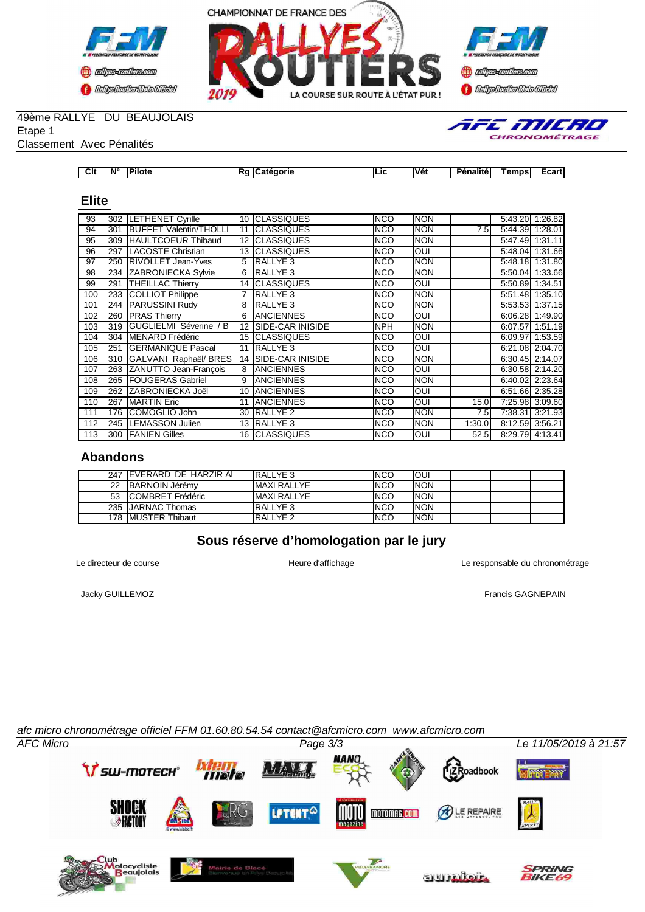CHAMPIONNAT DE FRANCE DES RALLYES ROUTIERS 2019

LA COURSE SUR ROUTE À L'ÉTAT PUR !

49ème RALLYE DU BEAUJOLAIS

Etape 1

Classement Avec Pénalités

AFC MICRO CHRONOMÉTRAGE

## Elite

| Clt | N° | Pilote | Rg | Catégorie | Lic | Vét | Pénalité | Temps | Ecart |
|---|---|---|---|---|---|---|---|---|---|
| 93 | 302 | LETHENET Cyrille | 10 | CLASSIQUES | NCO | NON | | 5:43.20 | 1:26.82 |
| 94 | 301 | BUFFET Valentin/THOLLI | 11 | CLASSIQUES | NCO | NON | 7.5 | 5:44.39 | 1:28.01 |
| 95 | 309 | HAULTCOEUR Thibaud | 12 | CLASSIQUES | NCO | NON | | 5:47.49 | 1:31.11 |
| 96 | 297 | LACOSTE Christian | 13 | CLASSIQUES | NCO | OUI | | 5:48.04 | 1:31.66 |
| 97 | 250 | RIVOLLET Jean-Yves | 5 | RALLYE 3 | NCO | NON | | 5:48.18 | 1:31.80 |
| 98 | 234 | ZABRONIECKA Sylvie | 6 | RALLYE 3 | NCO | NON | | 5:50.04 | 1:33.66 |
| 99 | 291 | THEILLAC Thierry | 14 | CLASSIQUES | NCO | OUI | | 5:50.89 | 1:34.51 |
| 100 | 233 | COLLIOT Philippe | 7 | RALLYE 3 | NCO | NON | | 5:51.48 | 1:35.10 |
| 101 | 244 | PARUSSINI Rudy | 8 | RALLYE 3 | NCO | NON | | 5:53.53 | 1:37.15 |
| 102 | 260 | PRAS Thierry | 6 | ANCIENNES | NCO | OUI | | 6:06.28 | 1:49.90 |
| 103 | 319 | GUGLIELMI Séverine / B | 12 | SIDE-CAR INISIDE | NPH | NON | | 6:07.57 | 1:51.19 |
| 104 | 304 | MENARD Frédéric | 15 | CLASSIQUES | NCO | OUI | | 6:09.97 | 1:53.59 |
| 105 | 251 | GERMANIQUE Pascal | 11 | RALLYE 3 | NCO | OUI | | 6:21.08 | 2:04.70 |
| 106 | 310 | GALVANI Raphaël/ BRES | 14 | SIDE-CAR INISIDE | NCO | NON | | 6:30.45 | 2:14.07 |
| 107 | 263 | ZANUTTO Jean-François | 8 | ANCIENNES | NCO | OUI | | 6:30.58 | 2:14.20 |
| 108 | 265 | FOUGERAS Gabriel | 9 | ANCIENNES | NCO | NON | | 6:40.02 | 2:23.64 |
| 109 | 262 | ZABRONIECKA Joël | 10 | ANCIENNES | NCO | OUI | | 6:51.66 | 2:35.28 |
| 110 | 267 | MARTIN Eric | 11 | ANCIENNES | NCO | OUI | 15.0 | 7:25.98 | 3:09.60 |
| 111 | 176 | COMOGLIO John | 30 | RALLYE 2 | NCO | NON | 7.5 | 7:38.31 | 3:21.93 |
| 112 | 245 | LEMASSON Julien | 13 | RALLYE 3 | NCO | NON | 1:30.0 | 8:12.59 | 3:56.21 |
| 113 | 300 | FANIEN Gilles | 16 | CLASSIQUES | NCO | OUI | 52.5 | 8:29.79 | 4:13.41 |

## Abandons

| Clt | N° | Pilote | Rg | Catégorie | Lic | Vét | Pénalité | Temps | Ecart |
|---|---|---|---|---|---|---|---|---|---|
| | 247 | EVERARD DE HARZIR Al | | RALLYE 3 | NCO | OUI | | | |
| | 22 | BARNOIN Jérémy | | MAXI RALLYE | NCO | NON | | | |
| | 53 | COMBRET Frédéric | | MAXI RALLYE | NCO | NON | | | |
| | 235 | JARNAC Thomas | | RALLYE 3 | NCO | NON | | | |
| | 178 | MUSTER Thibaut | | RALLYE 2 | NCO | NON | | | |

**Sous réserve d'homologation par le jury**

Le directeur de course — Heure d'affichage — Le responsable du chronométrage

Jacky GUILLEMOZ — Francis GAGNEPAIN

*afc micro chronométrage officiel FFM 01.60.80.54.54 contact@afcmicro.com www.afcmicro.com*

*AFC Micro* — *Le 11/05/2019 à 21:57*